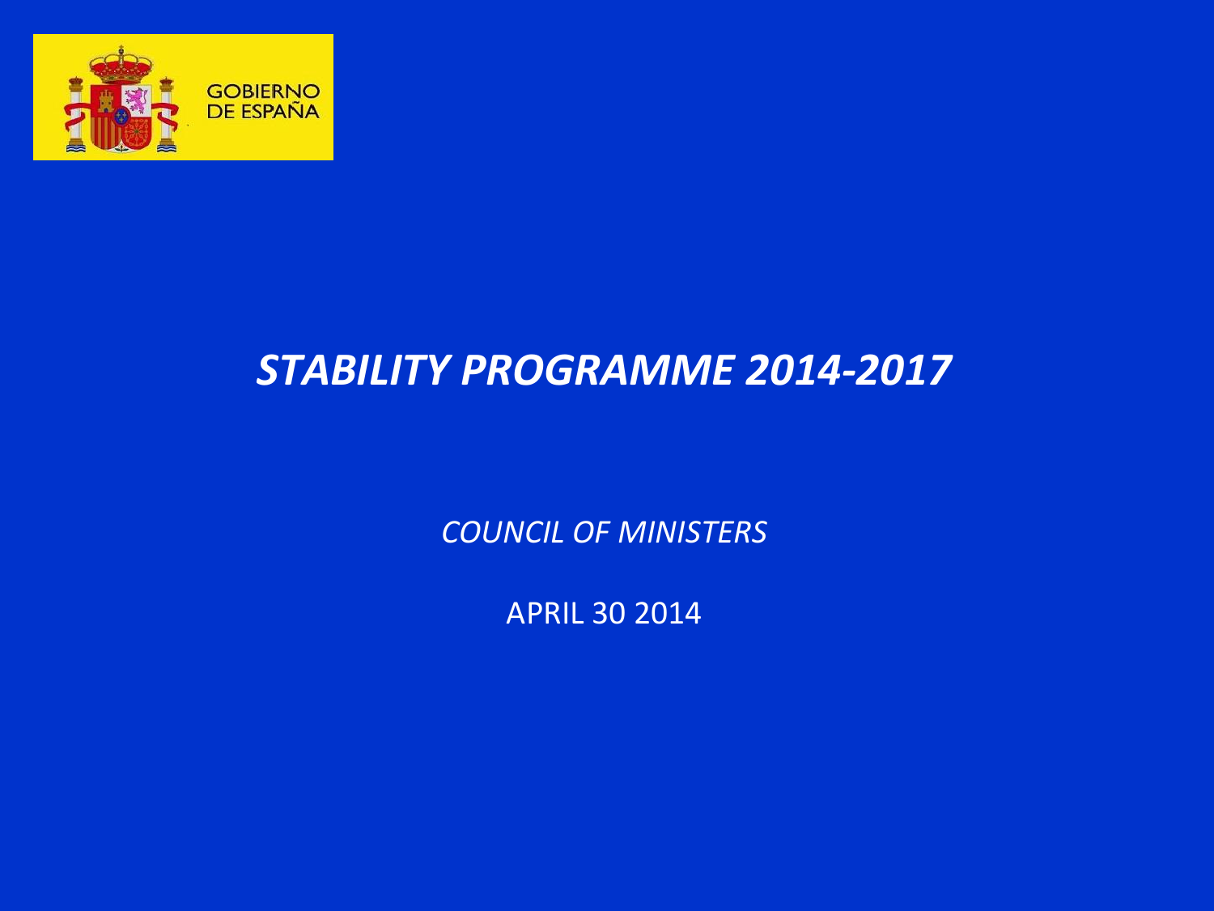GOBIERNO DE ESPAÑA

# *STABILITY PROGRAMME 2014-2017*

*COUNCIL OF MINISTERS*

APRIL 30 2014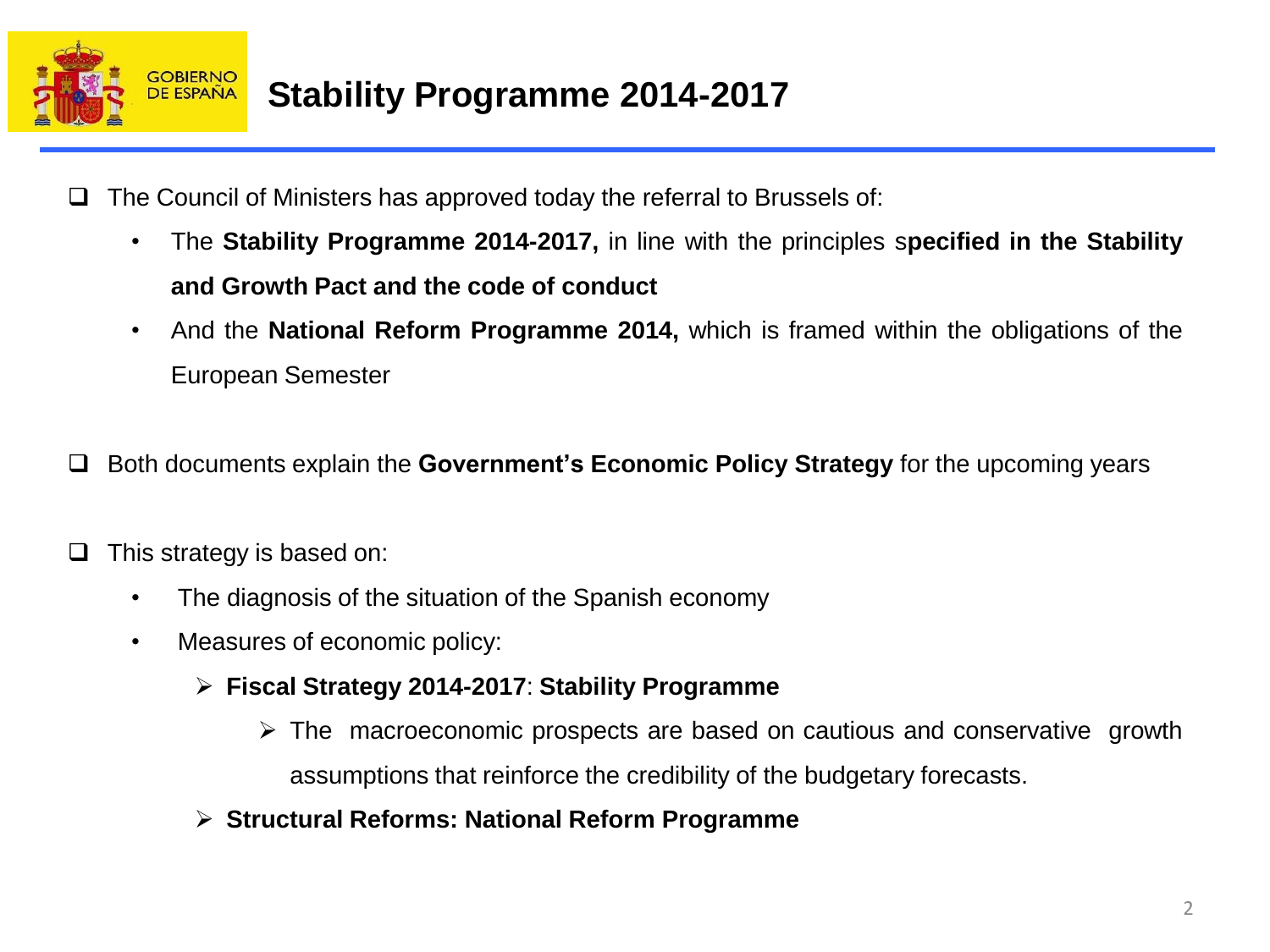# Stability Programme 2014-2017

- The Council of Ministers has approved today the referral to Brussels of:
  - The **Stability Programme 2014-2017,** in line with the principles s**pecified in the Stability and Growth Pact and the code of conduct**
  - And the **National Reform Programme 2014,** which is framed within the obligations of the European Semester

- Both documents explain the **Government's Economic Policy Strategy** for the upcoming years

- This strategy is based on:
  - The diagnosis of the situation of the Spanish economy
  - Measures of economic policy:
    - **Fiscal Strategy 2014-2017**: **Stability Programme**
      - The macroeconomic prospects are based on cautious and conservative growth assumptions that reinforce the credibility of the budgetary forecasts.
    - **Structural Reforms: National Reform Programme**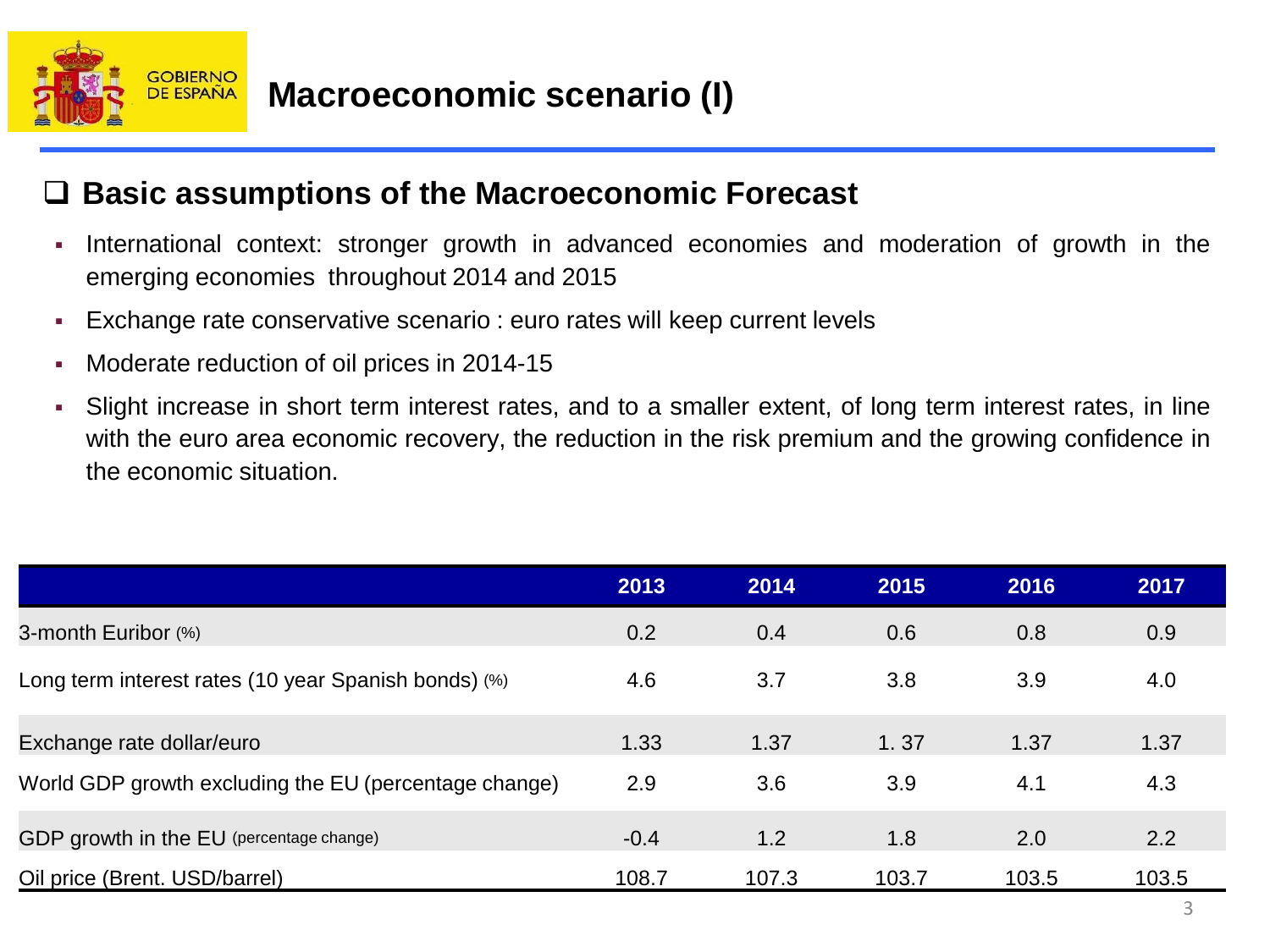# Macroeconomic scenario (I)

## Basic assumptions of the Macroeconomic Forecast

- International context: stronger growth in advanced economies and moderation of growth in the emerging economies throughout 2014 and 2015
- Exchange rate conservative scenario : euro rates will keep current levels
- Moderate reduction of oil prices in 2014-15
- Slight increase in short term interest rates, and to a smaller extent, of long term interest rates, in line with the euro area economic recovery, the reduction in the risk premium and the growing confidence in the economic situation.

| | 2013 | 2014 | 2015 | 2016 | 2017 |
|---|---|---|---|---|---|
| 3-month Euribor (%) | 0.2 | 0.4 | 0.6 | 0.8 | 0.9 |
| Long term interest rates (10 year Spanish bonds) (%) | 4.6 | 3.7 | 3.8 | 3.9 | 4.0 |
| Exchange rate dollar/euro | 1.33 | 1.37 | 1. 37 | 1.37 | 1.37 |
| World GDP growth excluding the EU (percentage change) | 2.9 | 3.6 | 3.9 | 4.1 | 4.3 |
| GDP growth in the EU (percentage change) | -0.4 | 1.2 | 1.8 | 2.0 | 2.2 |
| Oil price (Brent. USD/barrel) | 108.7 | 107.3 | 103.7 | 103.5 | 103.5 |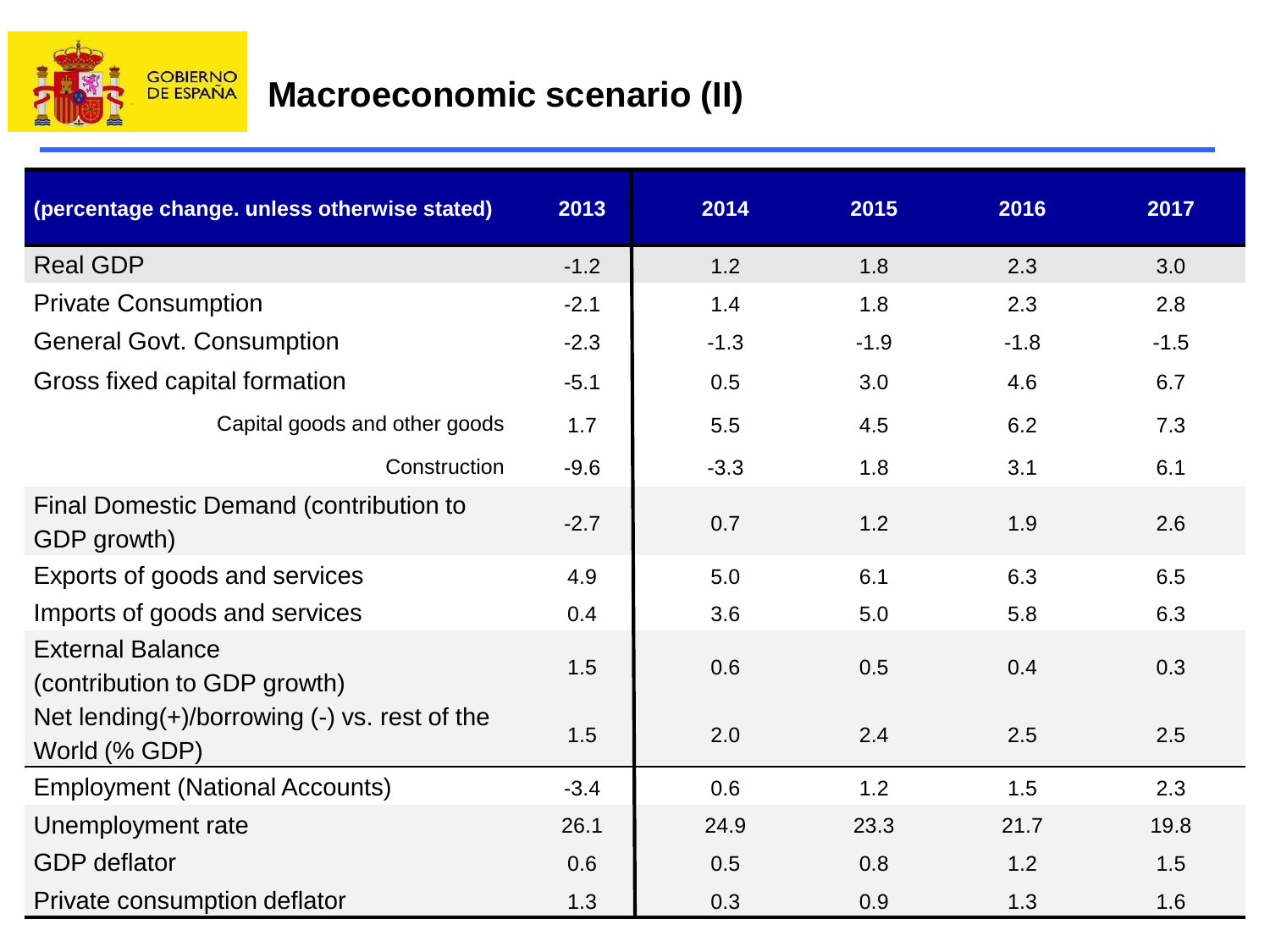# Macroeconomic scenario (II)

| (percentage change. unless otherwise stated) | 2013 | 2014 | 2015 | 2016 | 2017 |
|---|---|---|---|---|---|
| Real GDP | -1.2 | 1.2 | 1.8 | 2.3 | 3.0 |
| Private Consumption | -2.1 | 1.4 | 1.8 | 2.3 | 2.8 |
| General Govt. Consumption | -2.3 | -1.3 | -1.9 | -1.8 | -1.5 |
| Gross fixed capital formation | -5.1 | 0.5 | 3.0 | 4.6 | 6.7 |
| Capital goods and other goods | 1.7 | 5.5 | 4.5 | 6.2 | 7.3 |
| Construction | -9.6 | -3.3 | 1.8 | 3.1 | 6.1 |
| Final Domestic Demand (contribution to GDP growth) | -2.7 | 0.7 | 1.2 | 1.9 | 2.6 |
| Exports of goods and services | 4.9 | 5.0 | 6.1 | 6.3 | 6.5 |
| Imports of goods and services | 0.4 | 3.6 | 5.0 | 5.8 | 6.3 |
| External Balance (contribution to GDP growth) | 1.5 | 0.6 | 0.5 | 0.4 | 0.3 |
| Net lending(+)/borrowing (-) vs. rest of the World (% GDP) | 1.5 | 2.0 | 2.4 | 2.5 | 2.5 |
| Employment (National Accounts) | -3.4 | 0.6 | 1.2 | 1.5 | 2.3 |
| Unemployment rate | 26.1 | 24.9 | 23.3 | 21.7 | 19.8 |
| GDP deflator | 0.6 | 0.5 | 0.8 | 1.2 | 1.5 |
| Private consumption deflator | 1.3 | 0.3 | 0.9 | 1.3 | 1.6 |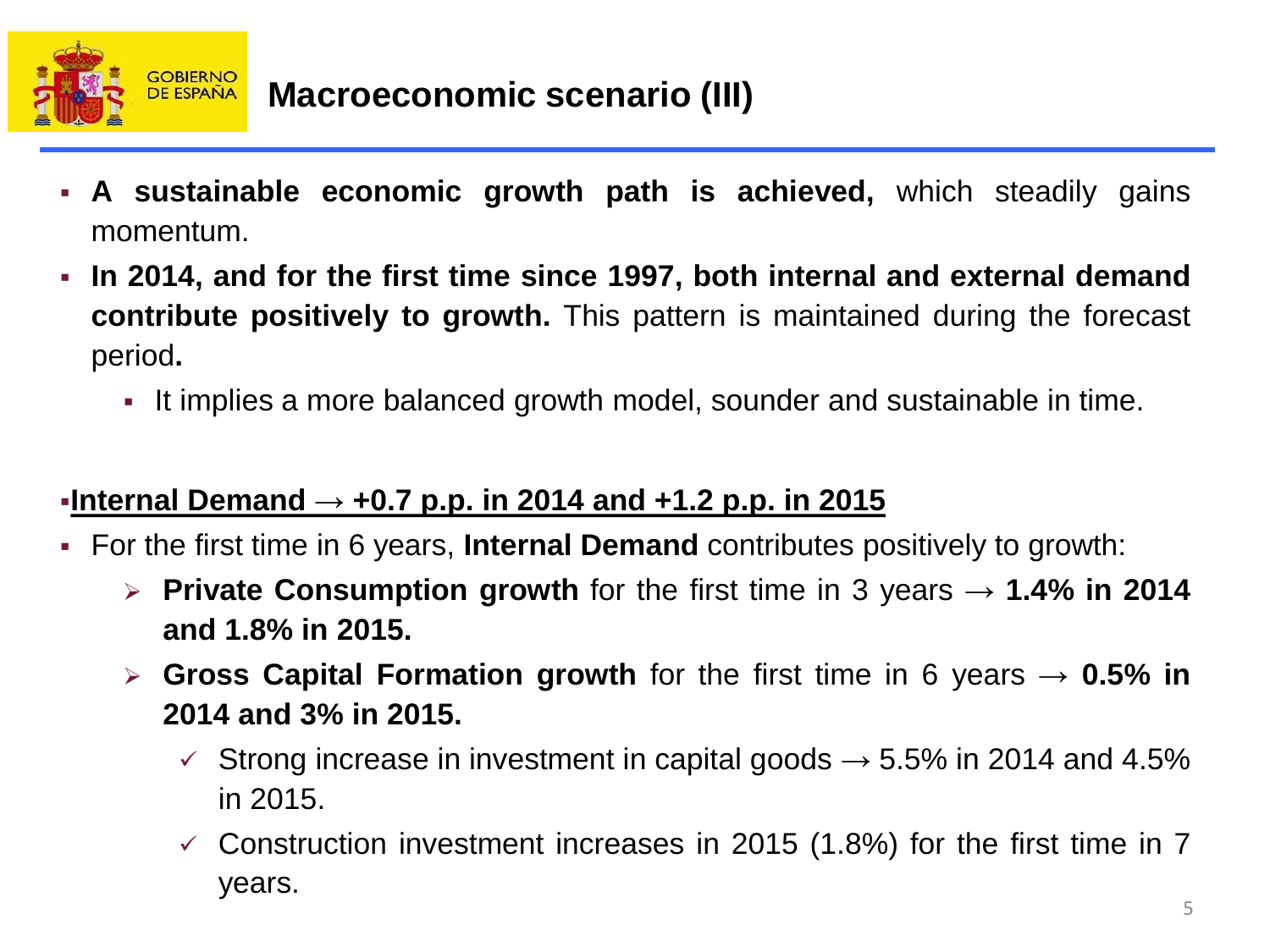# Macroeconomic scenario (III)

- **A sustainable economic growth path is achieved,** which steadily gains momentum.
- **In 2014, and for the first time since 1997, both internal and external demand contribute positively to growth.** This pattern is maintained during the forecast period**.**
  - It implies a more balanced growth model, sounder and sustainable in time.

**<u>Internal Demand → +0.7 p.p. in 2014 and +1.2 p.p. in 2015</u>**

- For the first time in 6 years, **Internal Demand** contributes positively to growth:
  - **Private Consumption growth** for the first time in 3 years → **1.4% in 2014 and 1.8% in 2015.**
  - **Gross Capital Formation growth** for the first time in 6 years → **0.5% in 2014 and 3% in 2015.**
    - ✓ Strong increase in investment in capital goods → 5.5% in 2014 and 4.5% in 2015.
    - ✓ Construction investment increases in 2015 (1.8%) for the first time in 7 years.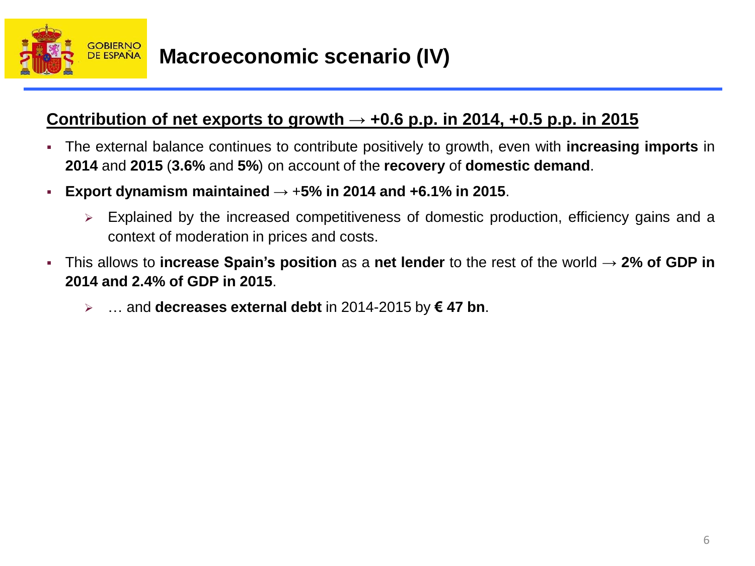# Macroeconomic scenario (IV)

## Contribution of net exports to growth → +0.6 p.p. in 2014, +0.5 p.p. in 2015

- The external balance continues to contribute positively to growth, even with **increasing imports** in **2014** and **2015** (**3.6%** and **5%**) on account of the **recovery** of **domestic demand**.
- **Export dynamism maintained** → +**5% in 2014 and +6.1% in 2015**.
  - Explained by the increased competitiveness of domestic production, efficiency gains and a context of moderation in prices and costs.
- This allows to **increase Spain's position** as a **net lender** to the rest of the world → **2% of GDP in 2014 and 2.4% of GDP in 2015**.
  - … and **decreases external debt** in 2014-2015 by **€ 47 bn**.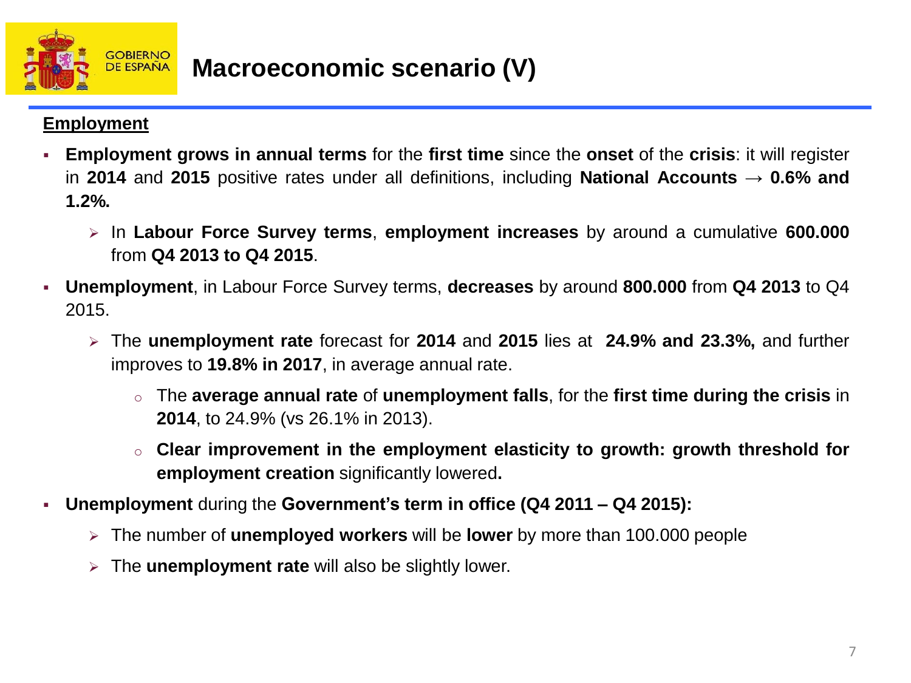# Macroeconomic scenario (V)

**Employment**

- **Employment grows in annual terms** for the **first time** since the **onset** of the **crisis**: it will register in **2014** and **2015** positive rates under all definitions, including **National Accounts → 0.6% and 1.2%.**
  - In **Labour Force Survey terms**, **employment increases** by around a cumulative **600.000** from **Q4 2013 to Q4 2015**.
- **Unemployment**, in Labour Force Survey terms, **decreases** by around **800.000** from **Q4 2013** to Q4 2015.
  - The **unemployment rate** forecast for **2014** and **2015** lies at **24.9% and 23.3%,** and further improves to **19.8% in 2017**, in average annual rate.
    - The **average annual rate** of **unemployment falls**, for the **first time during the crisis** in **2014**, to 24.9% (vs 26.1% in 2013).
    - **Clear improvement in the employment elasticity to growth: growth threshold for employment creation** significantly lowered**.**
- **Unemployment** during the **Government's term in office (Q4 2011 – Q4 2015):**
  - The number of **unemployed workers** will be **lower** by more than 100.000 people
  - The **unemployment rate** will also be slightly lower.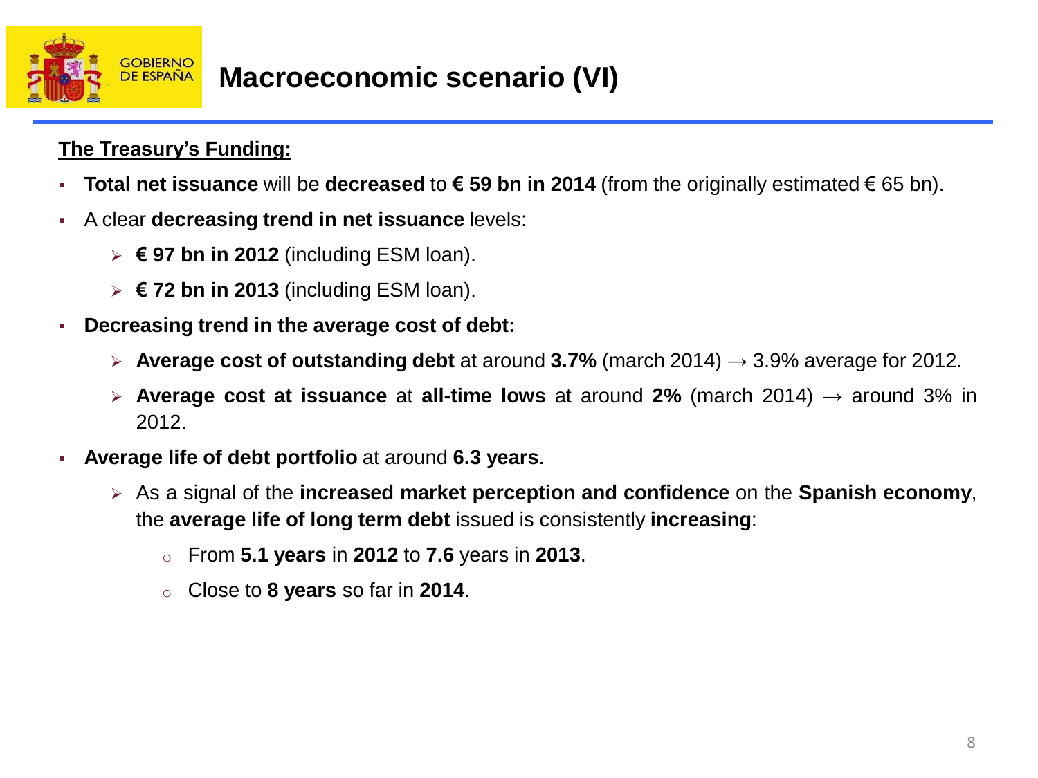# Macroeconomic scenario (VI)

**The Treasury's Funding:**

- **Total net issuance** will be **decreased** to **€ 59 bn in 2014** (from the originally estimated € 65 bn).
- A clear **decreasing trend in net issuance** levels:
  - **€ 97 bn in 2012** (including ESM loan).
  - **€ 72 bn in 2013** (including ESM loan).
- **Decreasing trend in the average cost of debt:**
  - **Average cost of outstanding debt** at around **3.7%** (march 2014) → 3.9% average for 2012.
  - **Average cost at issuance** at **all-time lows** at around **2%** (march 2014) → around 3% in 2012.
- **Average life of debt portfolio** at around **6.3 years**.
  - As a signal of the **increased market perception and confidence** on the **Spanish economy**, the **average life of long term debt** issued is consistently **increasing**:
    - From **5.1 years** in **2012** to **7.6** years in **2013**.
    - Close to **8 years** so far in **2014**.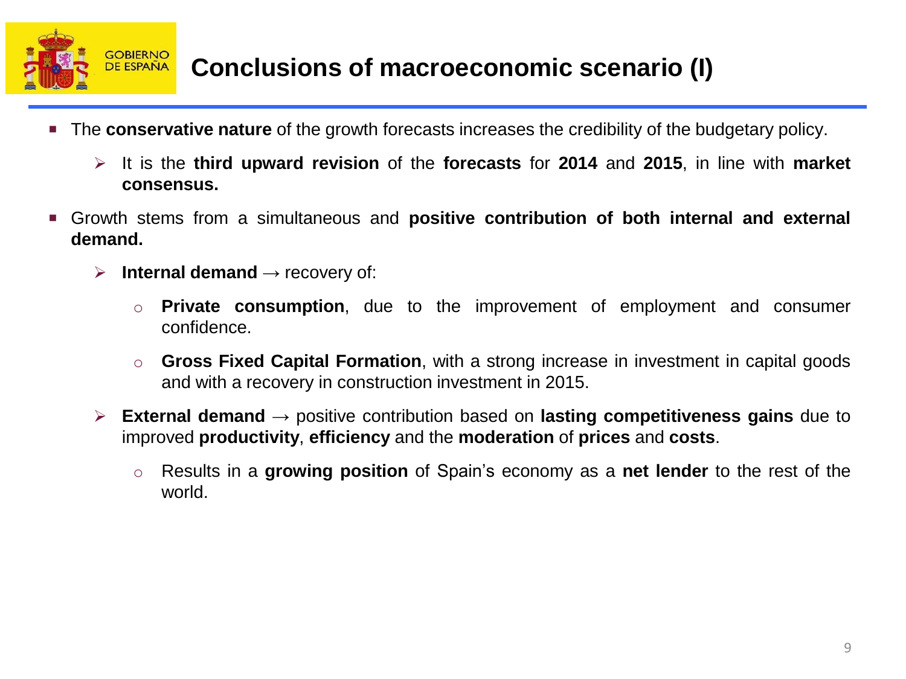# Conclusions of macroeconomic scenario (I)

- The **conservative nature** of the growth forecasts increases the credibility of the budgetary policy.
  - It is the **third upward revision** of the **forecasts** for **2014** and **2015**, in line with **market consensus.**
- Growth stems from a simultaneous and **positive contribution of both internal and external demand.**
  - **Internal demand** → recovery of:
    - **Private consumption**, due to the improvement of employment and consumer confidence.
    - **Gross Fixed Capital Formation**, with a strong increase in investment in capital goods and with a recovery in construction investment in 2015.
  - **External demand** → positive contribution based on **lasting competitiveness gains** due to improved **productivity**, **efficiency** and the **moderation** of **prices** and **costs**.
    - Results in a **growing position** of Spain's economy as a **net lender** to the rest of the world.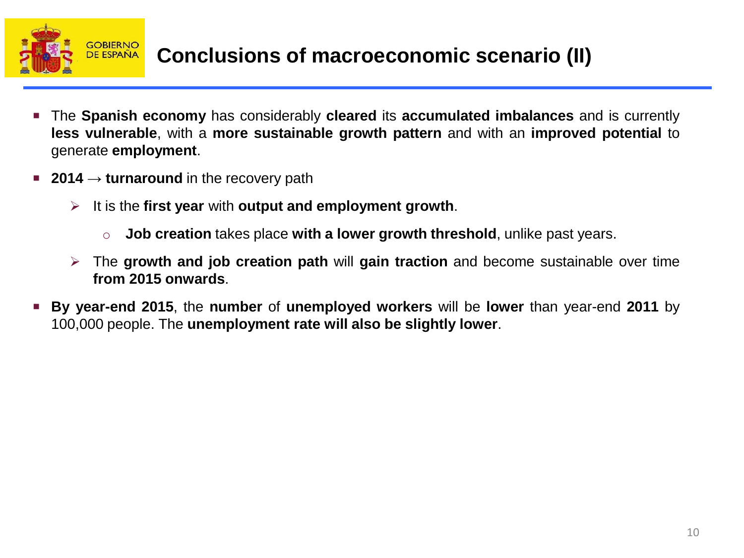# Conclusions of macroeconomic scenario (II)

- The **Spanish economy** has considerably **cleared** its **accumulated imbalances** and is currently **less vulnerable**, with a **more sustainable growth pattern** and with an **improved potential** to generate **employment**.
- **2014 → turnaround** in the recovery path
  - It is the **first year** with **output and employment growth**.
    - **Job creation** takes place **with a lower growth threshold**, unlike past years.
  - The **growth and job creation path** will **gain traction** and become sustainable over time **from 2015 onwards**.
- **By year-end 2015**, the **number** of **unemployed workers** will be **lower** than year-end **2011** by 100,000 people. The **unemployment rate will also be slightly lower**.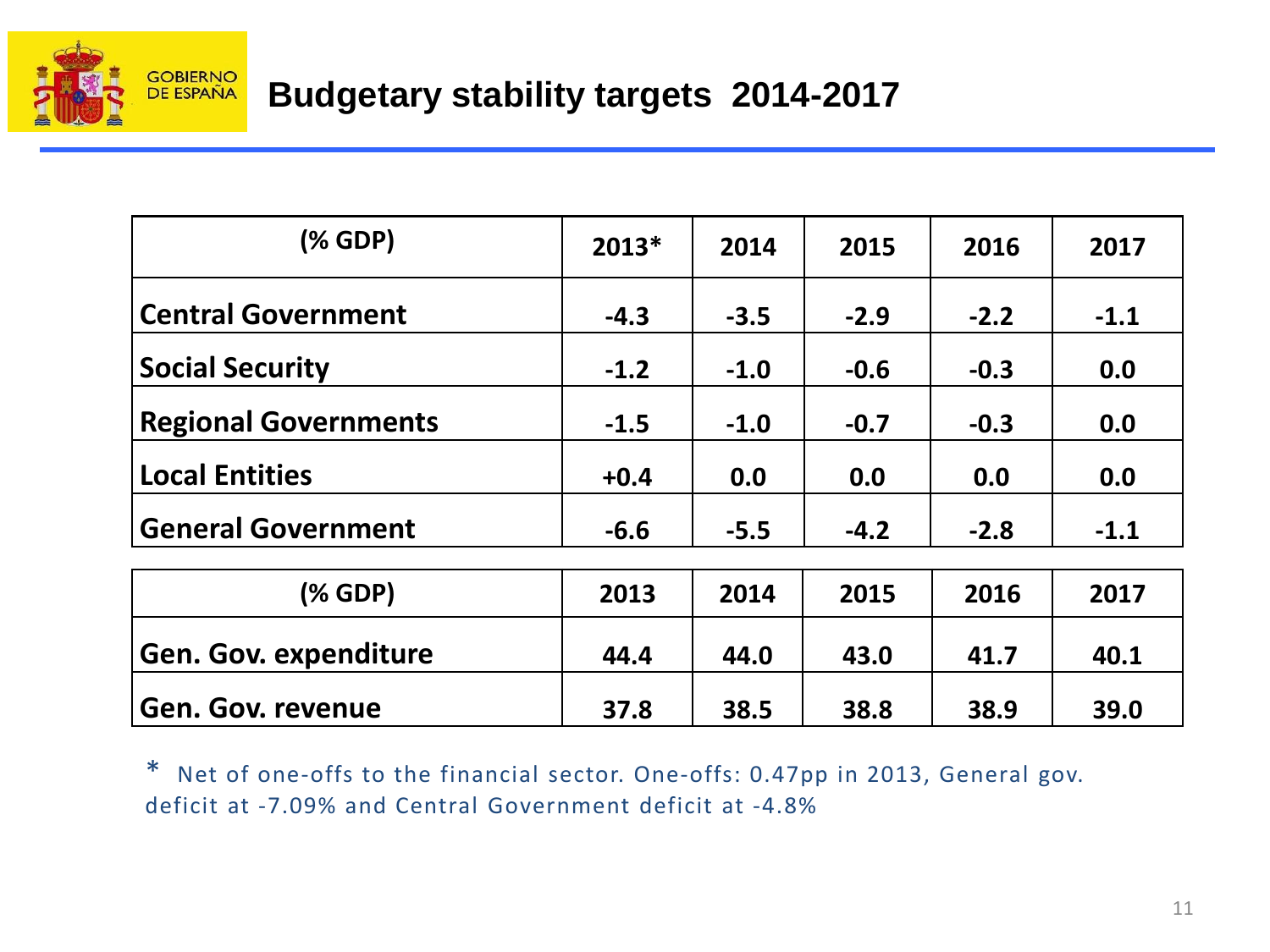# Budgetary stability targets 2014-2017

| (% GDP) | 2013* | 2014 | 2015 | 2016 | 2017 |
|---|---|---|---|---|---|
| **Central Government** | -4.3 | -3.5 | -2.9 | -2.2 | -1.1 |
| **Social Security** | -1.2 | -1.0 | -0.6 | -0.3 | 0.0 |
| **Regional Governments** | -1.5 | -1.0 | -0.7 | -0.3 | 0.0 |
| **Local Entities** | +0.4 | 0.0 | 0.0 | 0.0 | 0.0 |
| **General Government** | -6.6 | -5.5 | -4.2 | -2.8 | -1.1 |

| (% GDP) | 2013 | 2014 | 2015 | 2016 | 2017 |
|---|---|---|---|---|---|
| **Gen. Gov. expenditure** | 44.4 | 44.0 | 43.0 | 41.7 | 40.1 |
| **Gen. Gov. revenue** | 37.8 | 38.5 | 38.8 | 38.9 | 39.0 |

* Net of one-offs to the financial sector. One-offs: 0.47pp in 2013, General gov. deficit at -7.09% and Central Government deficit at -4.8%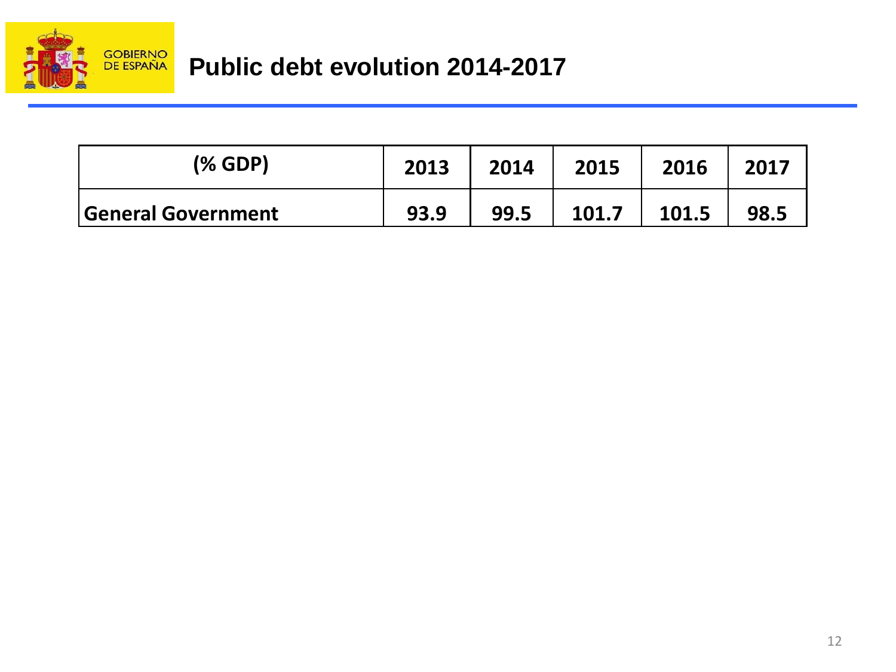# Public debt evolution 2014-2017

| (% GDP) | 2013 | 2014 | 2015 | 2016 | 2017 |
|---|---|---|---|---|---|
| General Government | 93.9 | 99.5 | 101.7 | 101.5 | 98.5 |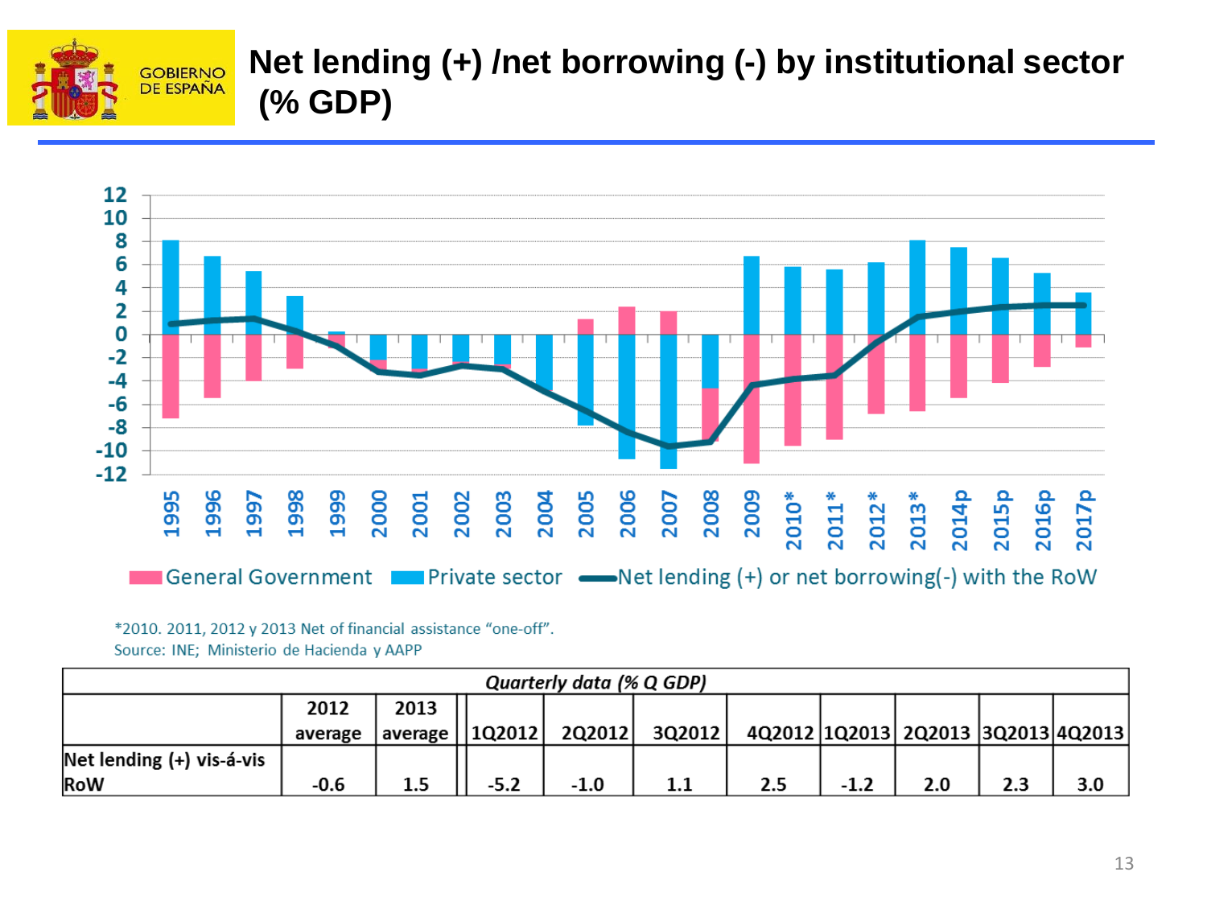# Net lending (+) /net borrowing (-) by institutional sector (% GDP)

General Government | Private sector | Net lending (+) or net borrowing(-) with the RoW

*2010. 2011, 2012 y 2013 Net of financial assistance "one-off".
Source: INE; Ministerio de Hacienda y AAPP

| *Quarterly data (% Q GDP)* | | | | | | | | | | |
|---|---|---|---|---|---|---|---|---|---|---|
| | 2012 average | 2013 average | 1Q2012 | 2Q2012 | 3Q2012 | 4Q2012 | 1Q2013 | 2Q2013 | 3Q2013 | 4Q2013 |
| Net lending (+) vis-á-vis RoW | -0.6 | 1.5 | -5.2 | -1.0 | 1.1 | 2.5 | -1.2 | 2.0 | 2.3 | 3.0 |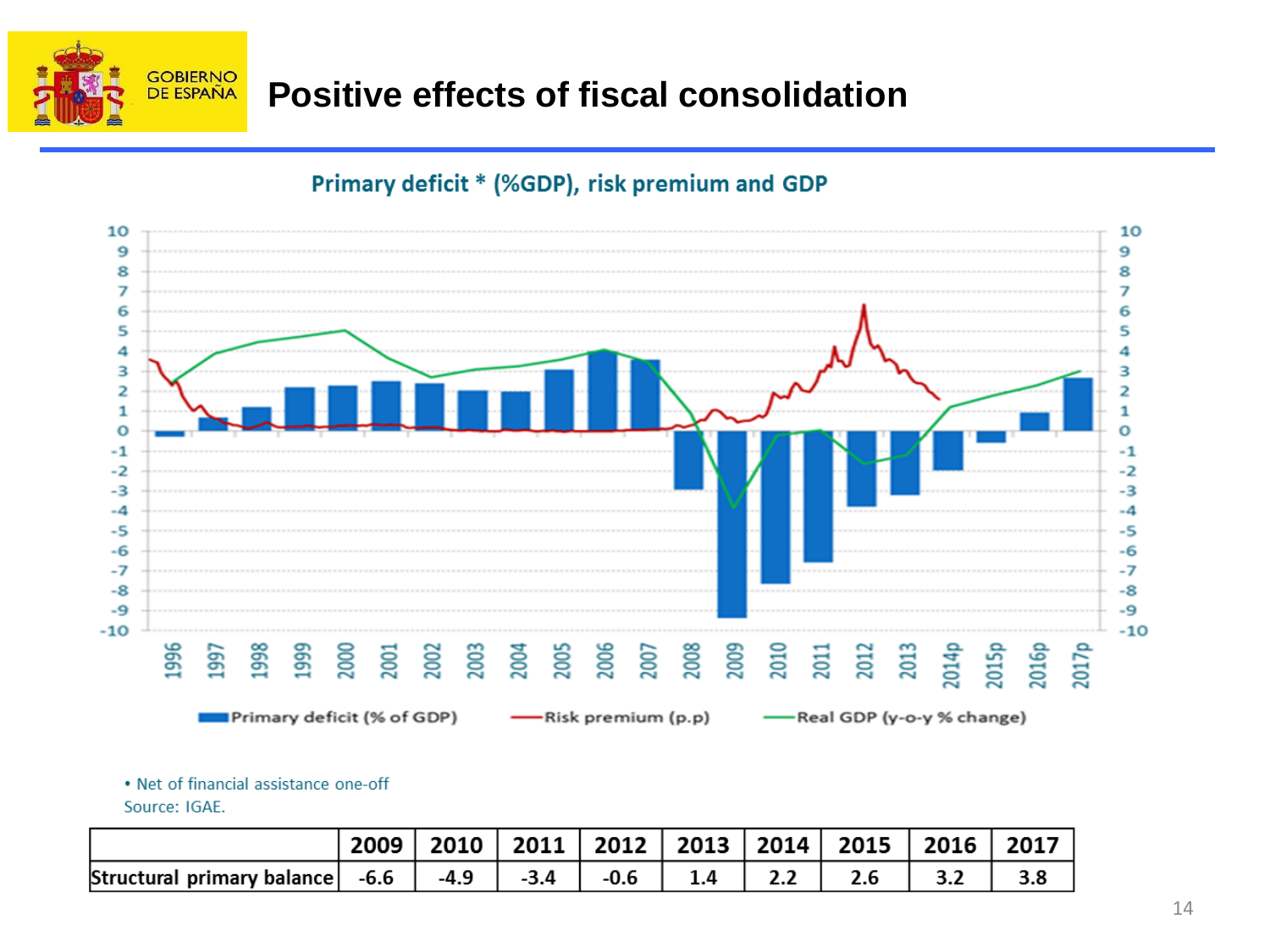# Positive effects of fiscal consolidation

**Primary deficit * (%GDP), risk premium and GDP**

Primary deficit (% of GDP) — Risk premium (p.p) — Real GDP (y-o-y % change)

• Net of financial assistance one-off
Source: IGAE.

| | 2009 | 2010 | 2011 | 2012 | 2013 | 2014 | 2015 | 2016 | 2017 |
|---|---|---|---|---|---|---|---|---|---|
| Structural primary balance | -6.6 | -4.9 | -3.4 | -0.6 | 1.4 | 2.2 | 2.6 | 3.2 | 3.8 |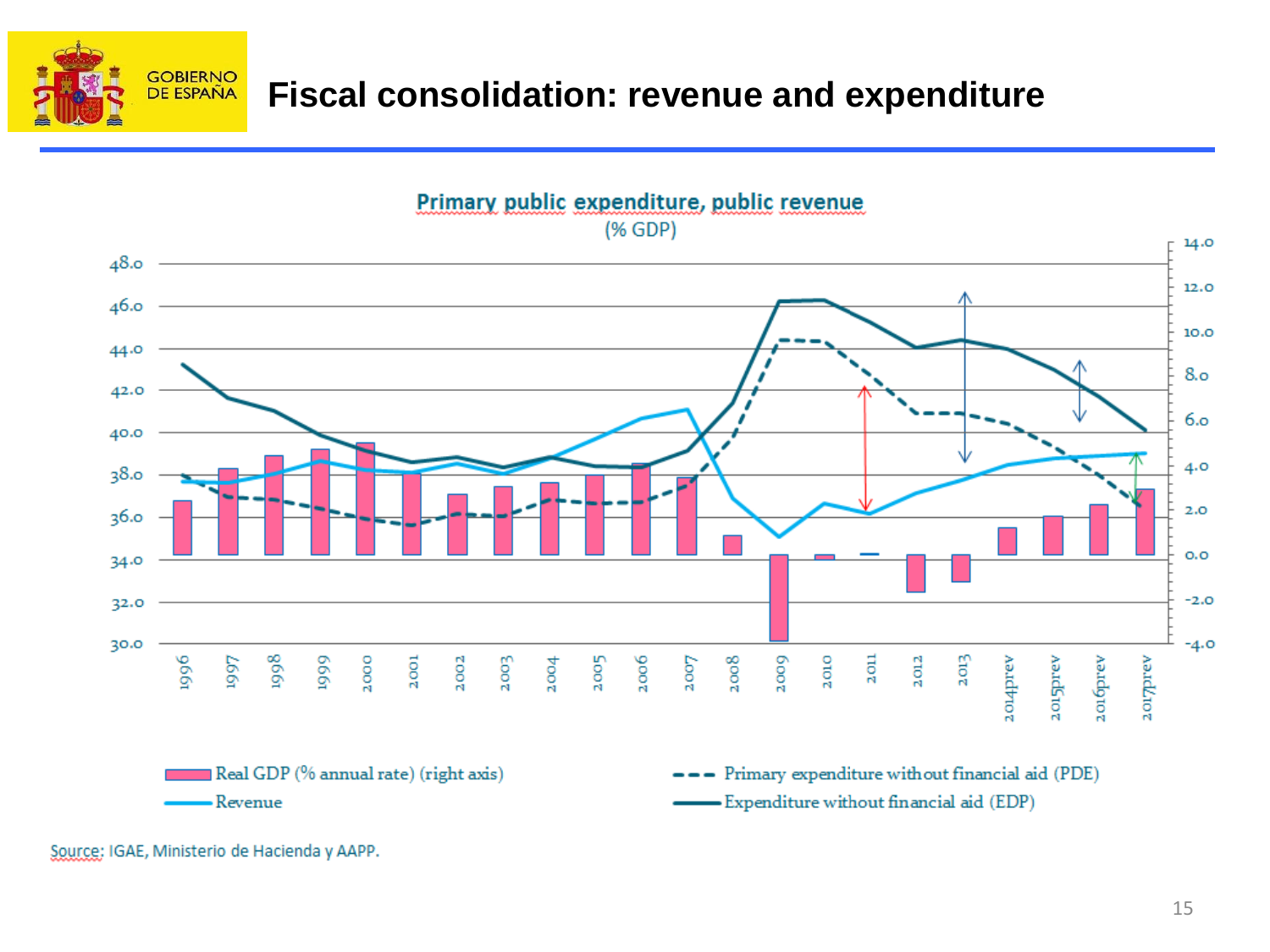# Fiscal consolidation: revenue and expenditure

**Primary public expenditure, public revenue**

(% GDP)

- Real GDP (% annual rate) (right axis)
- Revenue
- Primary expenditure without financial aid (PDE)
- Expenditure without financial aid (EDP)

Source: IGAE, Ministerio de Hacienda y AAPP.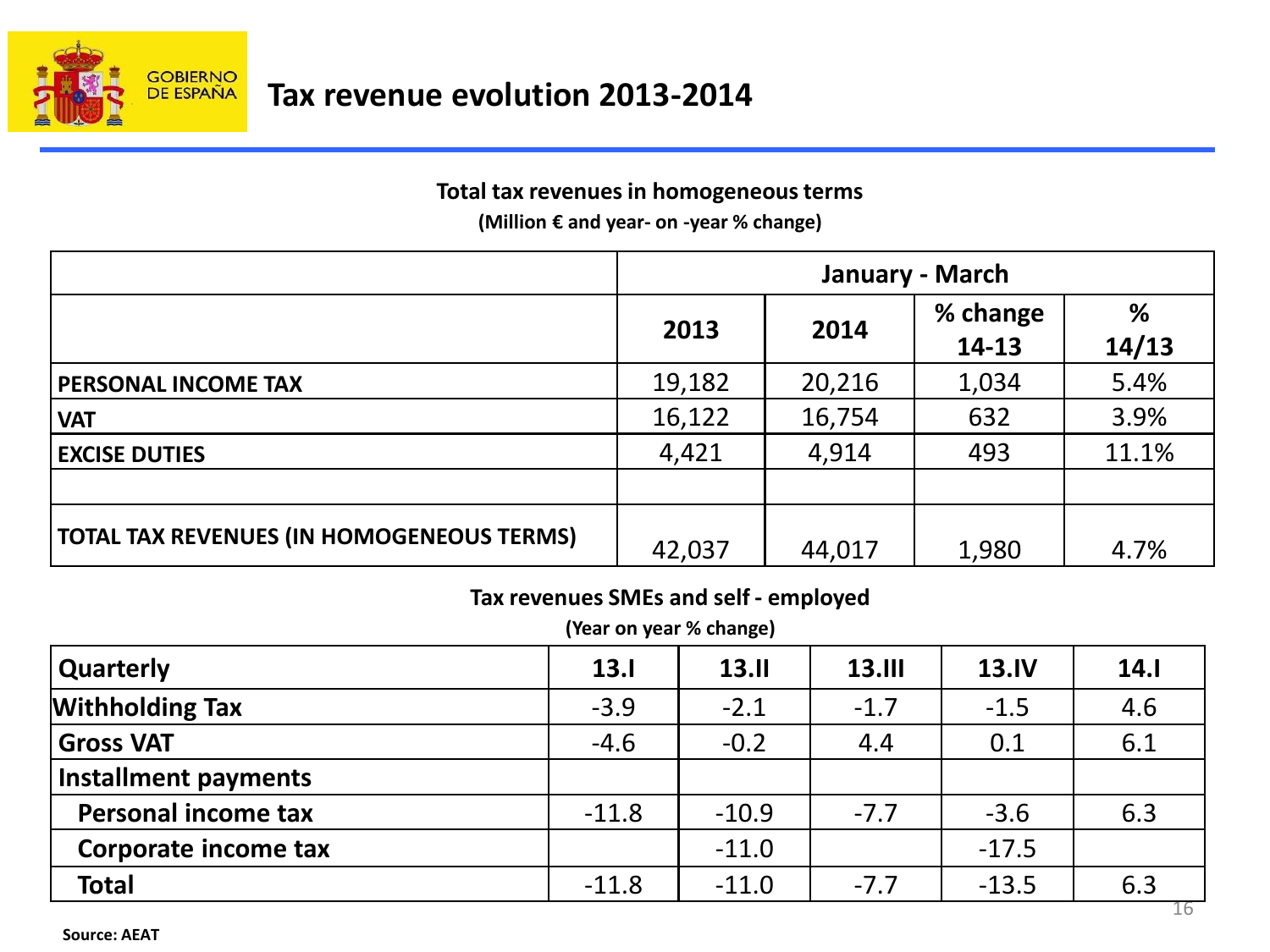GOBIERNO DE ESPAÑA

# Tax revenue evolution 2013-2014

**Total tax revenues in homogeneous terms**

**(Million € and year- on -year % change)**

| | January - March | | | |
|---|---|---|---|---|
| | **2013** | **2014** | **% change 14-13** | **% 14/13** |
| **PERSONAL INCOME TAX** | 19,182 | 20,216 | 1,034 | 5.4% |
| **VAT** | 16,122 | 16,754 | 632 | 3.9% |
| **EXCISE DUTIES** | 4,421 | 4,914 | 493 | 11.1% |
| | | | | |
| **TOTAL TAX REVENUES (IN HOMOGENEOUS TERMS)** | 42,037 | 44,017 | 1,980 | 4.7% |

**Tax revenues SMEs and self - employed**

**(Year on year % change)**

| **Quarterly** | **13.I** | **13.II** | **13.III** | **13.IV** | **14.I** |
|---|---|---|---|---|---|
| **Withholding Tax** | -3.9 | -2.1 | -1.7 | -1.5 | 4.6 |
| **Gross VAT** | -4.6 | -0.2 | 4.4 | 0.1 | 6.1 |
| **Installment payments** | | | | | |
| **Personal income tax** | -11.8 | -10.9 | -7.7 | -3.6 | 6.3 |
| **Corporate income tax** | | -11.0 | | -17.5 | |
| **Total** | -11.8 | -11.0 | -7.7 | -13.5 | 6.3 |

**Source: AEAT**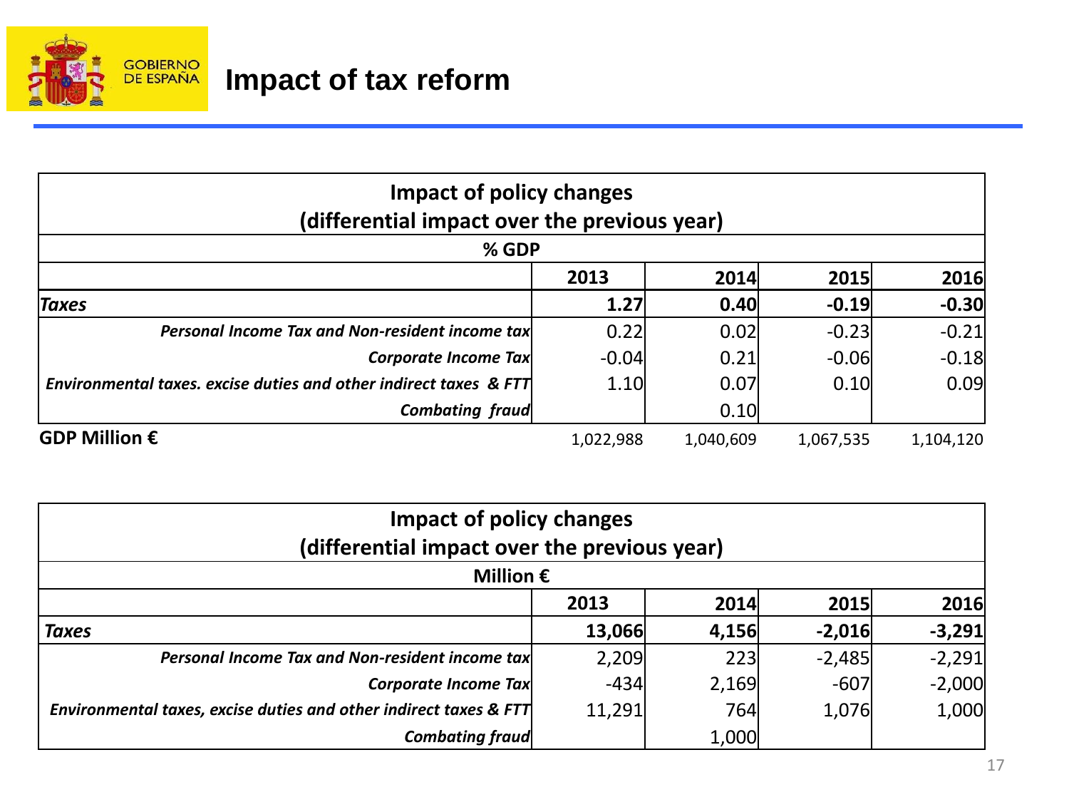# Impact of tax reform

| Impact of policy changes (differential impact over the previous year) % GDP | | | | |
|---|---|---|---|---|
| | **2013** | **2014** | **2015** | **2016** |
| ***Taxes*** | **1.27** | **0.40** | **-0.19** | **-0.30** |
| ***Personal Income Tax and Non-resident income tax*** | 0.22 | 0.02 | -0.23 | -0.21 |
| ***Corporate Income Tax*** | -0.04 | 0.21 | -0.06 | -0.18 |
| ***Environmental taxes. excise duties and other indirect taxes & FTT*** | 1.10 | 0.07 | 0.10 | 0.09 |
| ***Combating fraud*** | | 0.10 | | |
| **GDP Million €** | 1,022,988 | 1,040,609 | 1,067,535 | 1,104,120 |

| Impact of policy changes (differential impact over the previous year) Million € | | | | |
|---|---|---|---|---|
| | **2013** | **2014** | **2015** | **2016** |
| ***Taxes*** | **13,066** | **4,156** | **-2,016** | **-3,291** |
| ***Personal Income Tax and Non-resident income tax*** | 2,209 | 223 | -2,485 | -2,291 |
| ***Corporate Income Tax*** | -434 | 2,169 | -607 | -2,000 |
| ***Environmental taxes, excise duties and other indirect taxes & FTT*** | 11,291 | 764 | 1,076 | 1,000 |
| ***Combating fraud*** | | 1,000 | | |